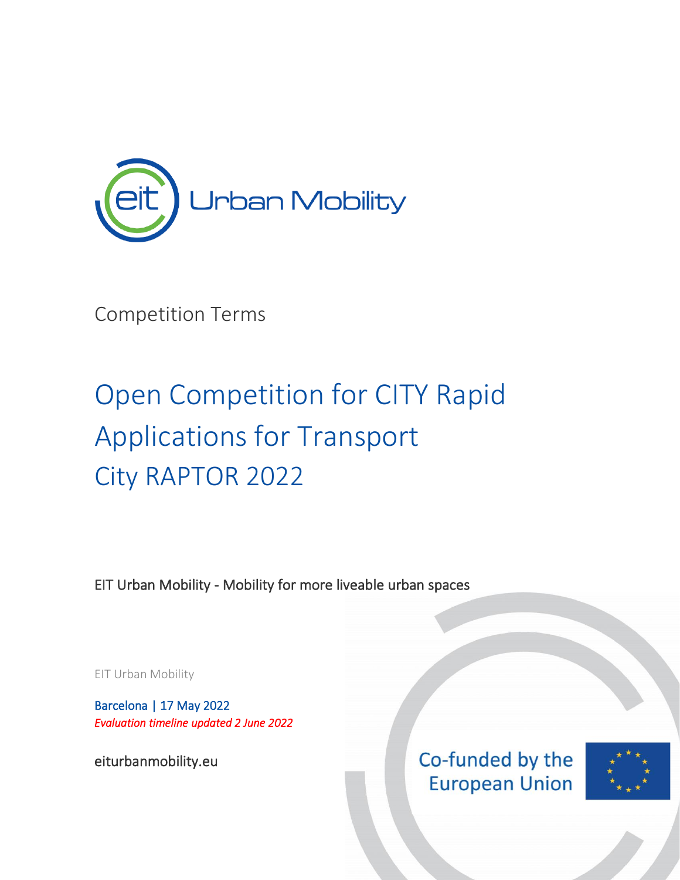Competition Terms

# Open Competition for CITY Rapid Applications for Transport City RAPTOR 2022

EIT Urban Mobility - Mobility for more liveable urban spaces

EIT Urban Mobility

Barcelona | 17 May 2022

*Evaluation timeline updated 2 June 2022*

eiturbanmobility.eu

Co-funded by the European Union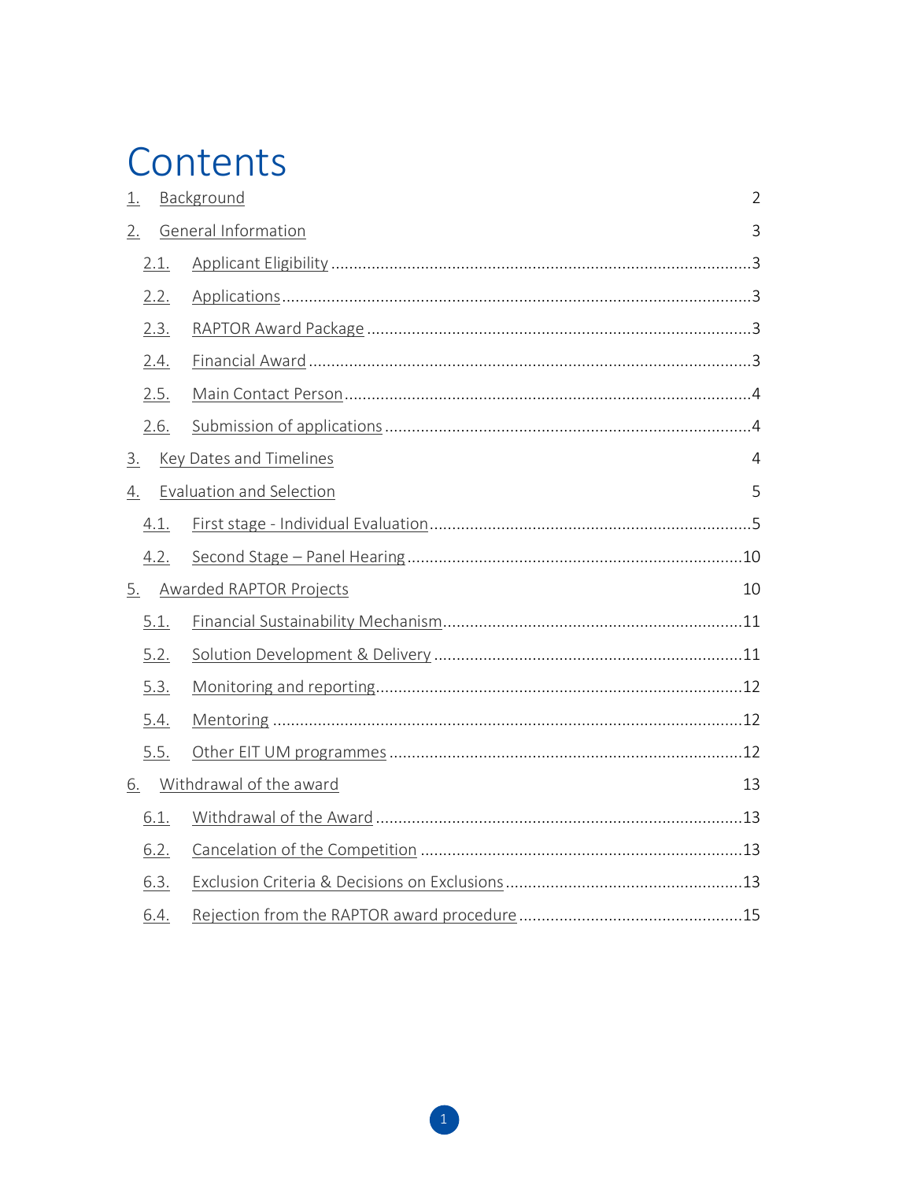# Contents

1. Background 2
2. General Information 3
   - 2.1. Applicant Eligibility ....3
   - 2.2. Applications ....3
   - 2.3. RAPTOR Award Package ....3
   - 2.4. Financial Award ....3
   - 2.5. Main Contact Person ....4
   - 2.6. Submission of applications ....4
3. Key Dates and Timelines 4
4. Evaluation and Selection 5
   - 4.1. First stage - Individual Evaluation ....5
   - 4.2. Second Stage – Panel Hearing ....10
5. Awarded RAPTOR Projects 10
   - 5.1. Financial Sustainability Mechanism ....11
   - 5.2. Solution Development & Delivery ....11
   - 5.3. Monitoring and reporting ....12
   - 5.4. Mentoring ....12
   - 5.5. Other EIT UM programmes ....12
6. Withdrawal of the award 13
   - 6.1. Withdrawal of the Award ....13
   - 6.2. Cancelation of the Competition ....13
   - 6.3. Exclusion Criteria & Decisions on Exclusions ....13
   - 6.4. Rejection from the RAPTOR award procedure ....15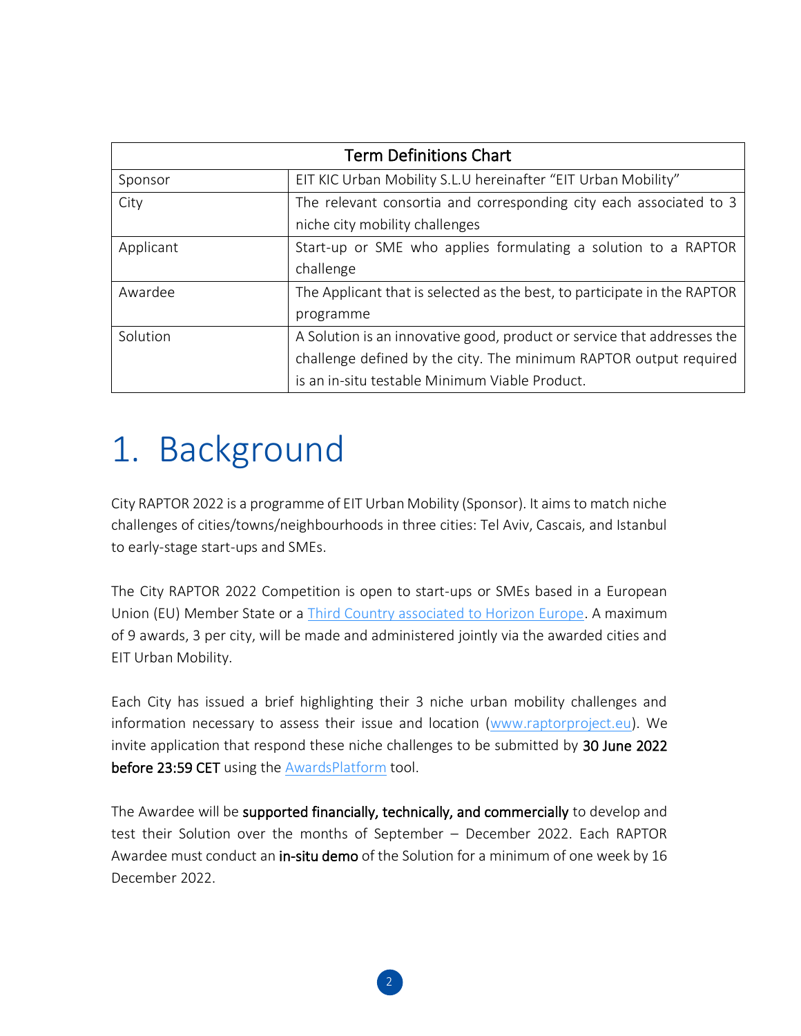| Term Definitions Chart | |
| --- | --- |
| Sponsor | EIT KIC Urban Mobility S.L.U hereinafter "EIT Urban Mobility" |
| City | The relevant consortia and corresponding city each associated to 3 niche city mobility challenges |
| Applicant | Start-up or SME who applies formulating a solution to a RAPTOR challenge |
| Awardee | The Applicant that is selected as the best, to participate in the RAPTOR programme |
| Solution | A Solution is an innovative good, product or service that addresses the challenge defined by the city. The minimum RAPTOR output required is an in-situ testable Minimum Viable Product. |

# 1. Background

City RAPTOR 2022 is a programme of EIT Urban Mobility (Sponsor). It aims to match niche challenges of cities/towns/neighbourhoods in three cities: Tel Aviv, Cascais, and Istanbul to early-stage start-ups and SMEs.

The City RAPTOR 2022 Competition is open to start-ups or SMEs based in a European Union (EU) Member State or a Third Country associated to Horizon Europe. A maximum of 9 awards, 3 per city, will be made and administered jointly via the awarded cities and EIT Urban Mobility.

Each City has issued a brief highlighting their 3 niche urban mobility challenges and information necessary to assess their issue and location (www.raptorproject.eu). We invite application that respond these niche challenges to be submitted by **30 June 2022 before 23:59 CET** using the AwardsPlatform tool.

The Awardee will be **supported financially, technically, and commercially** to develop and test their Solution over the months of September – December 2022. Each RAPTOR Awardee must conduct an **in-situ demo** of the Solution for a minimum of one week by 16 December 2022.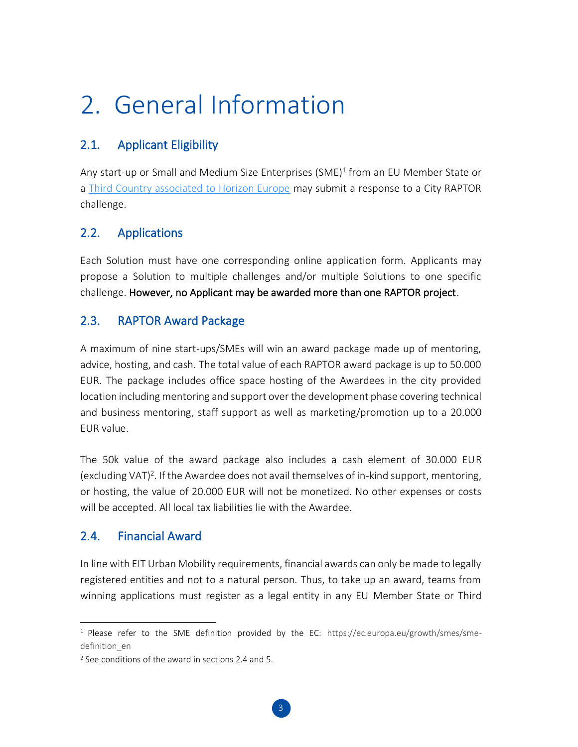# 2. General Information

## 2.1. Applicant Eligibility

Any start-up or Small and Medium Size Enterprises (SME)[1] from an EU Member State or a [Third Country associated to Horizon Europe] may submit a response to a City RAPTOR challenge.

## 2.2. Applications

Each Solution must have one corresponding online application form. Applicants may propose a Solution to multiple challenges and/or multiple Solutions to one specific challenge. **However, no Applicant may be awarded more than one RAPTOR project**.

## 2.3. RAPTOR Award Package

A maximum of nine start-ups/SMEs will win an award package made up of mentoring, advice, hosting, and cash. The total value of each RAPTOR award package is up to 50.000 EUR. The package includes office space hosting of the Awardees in the city provided location including mentoring and support over the development phase covering technical and business mentoring, staff support as well as marketing/promotion up to a 20.000 EUR value.

The 50k value of the award package also includes a cash element of 30.000 EUR (excluding VAT)[2]. If the Awardee does not avail themselves of in-kind support, mentoring, or hosting, the value of 20.000 EUR will not be monetized. No other expenses or costs will be accepted. All local tax liabilities lie with the Awardee.

## 2.4. Financial Award

In line with EIT Urban Mobility requirements, financial awards can only be made to legally registered entities and not to a natural person. Thus, to take up an award, teams from winning applications must register as a legal entity in any EU Member State or Third

---

[1] Please refer to the SME definition provided by the EC: https://ec.europa.eu/growth/smes/sme-definition_en

[2] See conditions of the award in sections 2.4 and 5.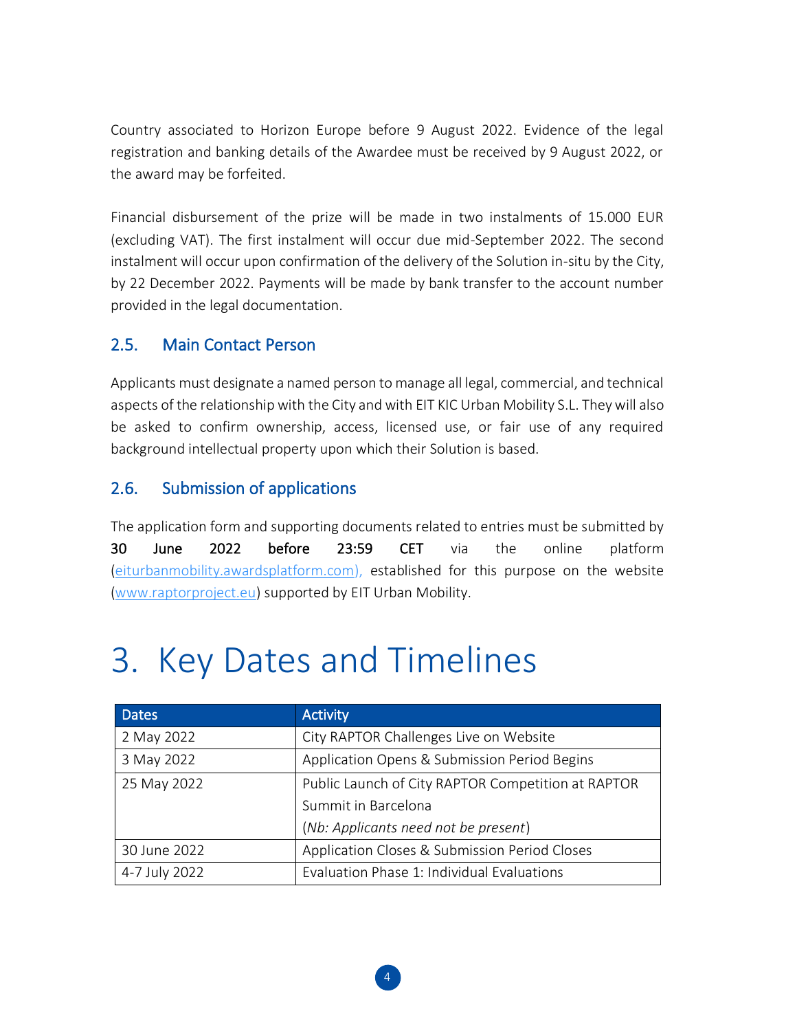Country associated to Horizon Europe before 9 August 2022. Evidence of the legal registration and banking details of the Awardee must be received by 9 August 2022, or the award may be forfeited.

Financial disbursement of the prize will be made in two instalments of 15.000 EUR (excluding VAT). The first instalment will occur due mid-September 2022. The second instalment will occur upon confirmation of the delivery of the Solution in-situ by the City, by 22 December 2022. Payments will be made by bank transfer to the account number provided in the legal documentation.

## 2.5. Main Contact Person

Applicants must designate a named person to manage all legal, commercial, and technical aspects of the relationship with the City and with EIT KIC Urban Mobility S.L. They will also be asked to confirm ownership, access, licensed use, or fair use of any required background intellectual property upon which their Solution is based.

## 2.6. Submission of applications

The application form and supporting documents related to entries must be submitted by **30 June 2022 before 23:59 CET** via the online platform (eiturbanmobility.awardsplatform.com), established for this purpose on the website (www.raptorproject.eu) supported by EIT Urban Mobility.

# 3. Key Dates and Timelines

| Dates | Activity |
|---|---|
| 2 May 2022 | City RAPTOR Challenges Live on Website |
| 3 May 2022 | Application Opens & Submission Period Begins |
| 25 May 2022 | Public Launch of City RAPTOR Competition at RAPTOR Summit in Barcelona (*Nb: Applicants need not be present*) |
| 30 June 2022 | Application Closes & Submission Period Closes |
| 4-7 July 2022 | Evaluation Phase 1: Individual Evaluations |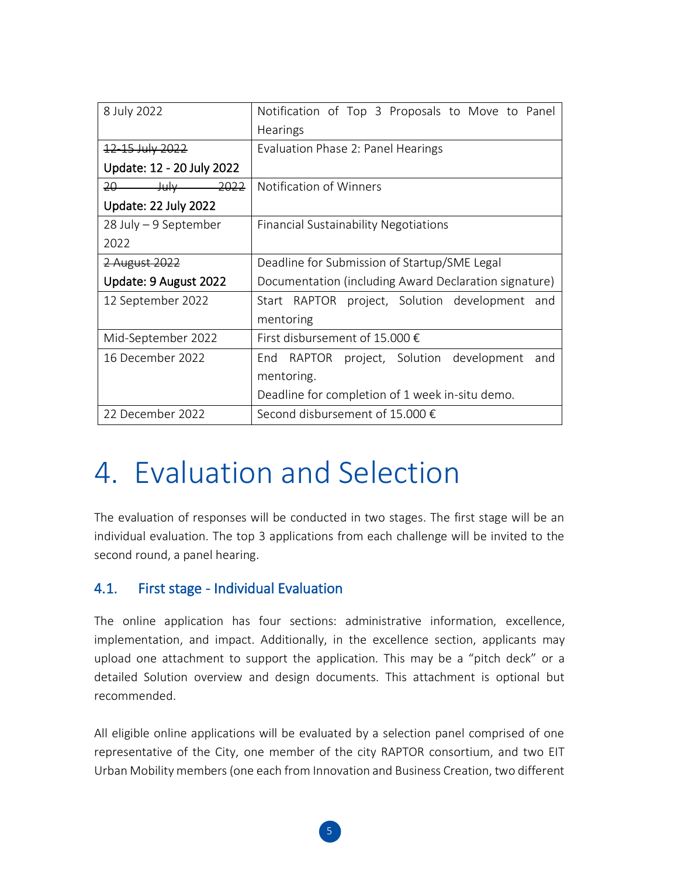| 8 July 2022 | Notification of Top 3 Proposals to Move to Panel Hearings |
|---|---|
| ~~12-15 July 2022~~ **Update: 12 - 20 July 2022** | Evaluation Phase 2: Panel Hearings |
| ~~20 July 2022~~ **Update: 22 July 2022** | Notification of Winners |
| 28 July – 9 September 2022 | Financial Sustainability Negotiations |
| ~~2 August 2022~~ **Update: 9 August 2022** | Deadline for Submission of Startup/SME Legal Documentation (including Award Declaration signature) |
| 12 September 2022 | Start RAPTOR project, Solution development and mentoring |
| Mid-September 2022 | First disbursement of 15.000 € |
| 16 December 2022 | End RAPTOR project, Solution development and mentoring. Deadline for completion of 1 week in-situ demo. |
| 22 December 2022 | Second disbursement of 15.000 € |

# 4. Evaluation and Selection

The evaluation of responses will be conducted in two stages. The first stage will be an individual evaluation. The top 3 applications from each challenge will be invited to the second round, a panel hearing.

## 4.1. First stage - Individual Evaluation

The online application has four sections: administrative information, excellence, implementation, and impact. Additionally, in the excellence section, applicants may upload one attachment to support the application. This may be a "pitch deck" or a detailed Solution overview and design documents. This attachment is optional but recommended.

All eligible online applications will be evaluated by a selection panel comprised of one representative of the City, one member of the city RAPTOR consortium, and two EIT Urban Mobility members (one each from Innovation and Business Creation, two different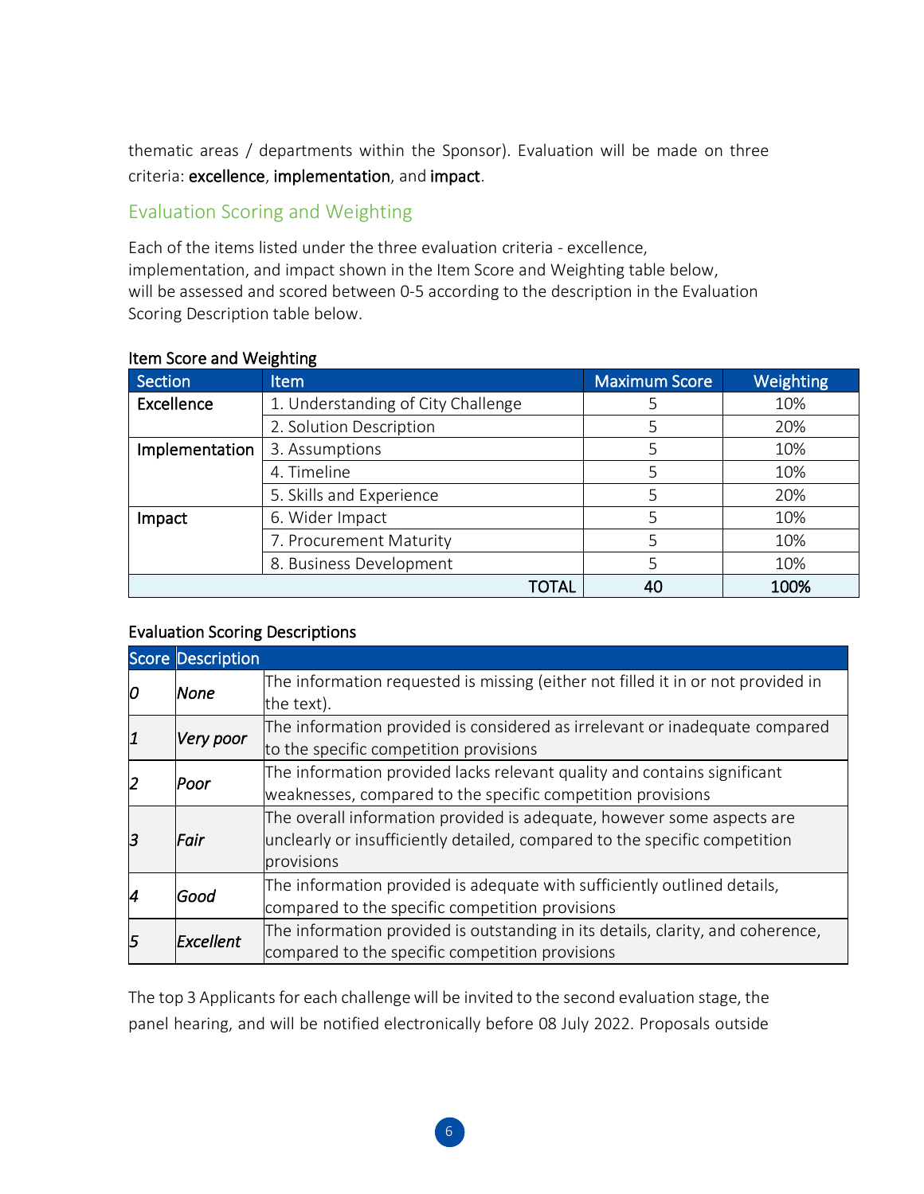thematic areas / departments within the Sponsor). Evaluation will be made on three criteria: **excellence**, **implementation**, and **impact**.

## Evaluation Scoring and Weighting

Each of the items listed under the three evaluation criteria - excellence, implementation, and impact shown in the Item Score and Weighting table below, will be assessed and scored between 0-5 according to the description in the Evaluation Scoring Description table below.

**Item Score and Weighting**

| Section | Item | Maximum Score | Weighting |
|---|---|---|---|
| **Excellence** | 1. Understanding of City Challenge | 5 | 10% |
| | 2. Solution Description | 5 | 20% |
| **Implementation** | 3. Assumptions | 5 | 10% |
| | 4. Timeline | 5 | 10% |
| | 5. Skills and Experience | 5 | 20% |
| **Impact** | 6. Wider Impact | 5 | 10% |
| | 7. Procurement Maturity | 5 | 10% |
| | 8. Business Development | 5 | 10% |
| | TOTAL | 40 | 100% |

**Evaluation Scoring Descriptions**

| Score | Description | |
|---|---|---|
| *0* | *None* | The information requested is missing (either not filled it in or not provided in the text). |
| *1* | *Very poor* | The information provided is considered as irrelevant or inadequate compared to the specific competition provisions |
| *2* | *Poor* | The information provided lacks relevant quality and contains significant weaknesses, compared to the specific competition provisions |
| *3* | *Fair* | The overall information provided is adequate, however some aspects are unclearly or insufficiently detailed, compared to the specific competition provisions |
| *4* | *Good* | The information provided is adequate with sufficiently outlined details, compared to the specific competition provisions |
| *5* | *Excellent* | The information provided is outstanding in its details, clarity, and coherence, compared to the specific competition provisions |

The top 3 Applicants for each challenge will be invited to the second evaluation stage, the panel hearing, and will be notified electronically before 08 July 2022. Proposals outside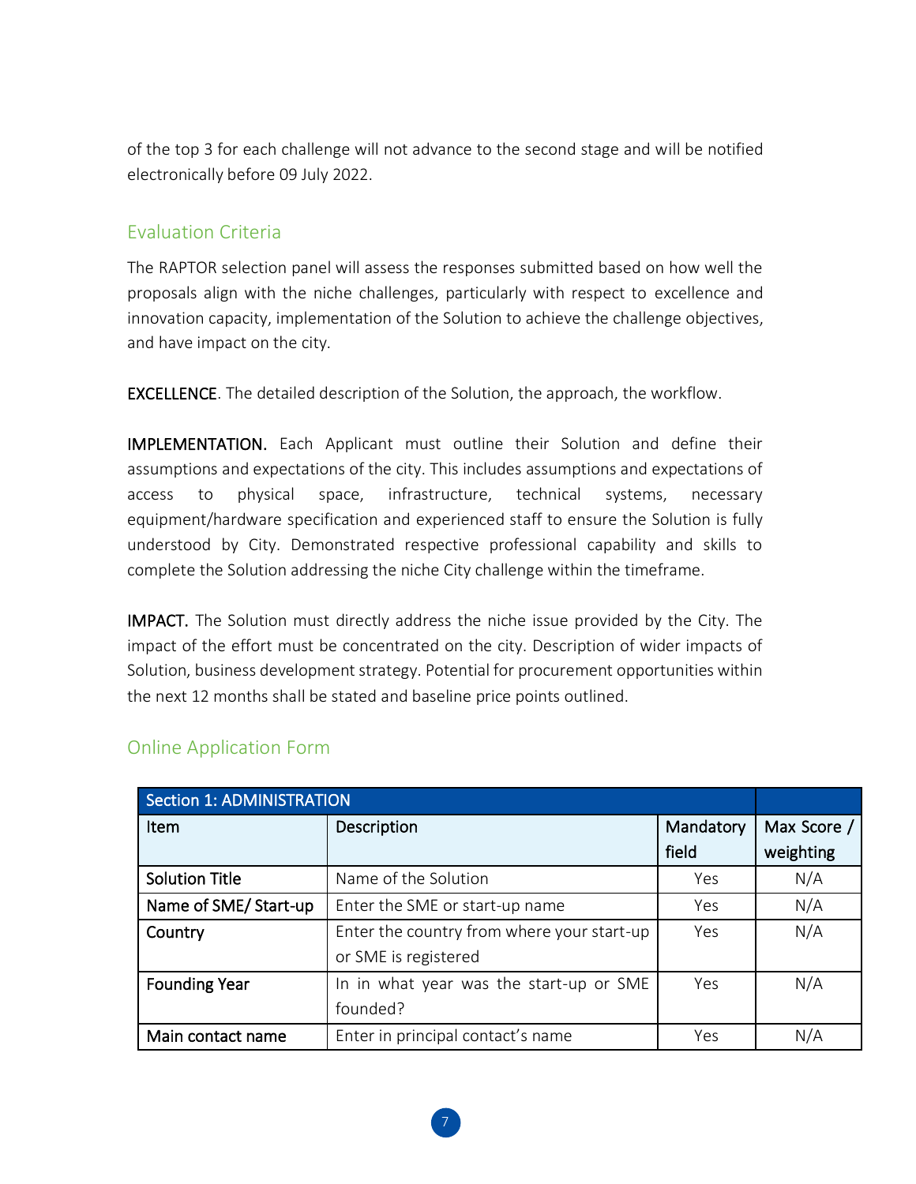of the top 3 for each challenge will not advance to the second stage and will be notified electronically before 09 July 2022.

## Evaluation Criteria

The RAPTOR selection panel will assess the responses submitted based on how well the proposals align with the niche challenges, particularly with respect to excellence and innovation capacity, implementation of the Solution to achieve the challenge objectives, and have impact on the city.

**EXCELLENCE**. The detailed description of the Solution, the approach, the workflow.

**IMPLEMENTATION.** Each Applicant must outline their Solution and define their assumptions and expectations of the city. This includes assumptions and expectations of access to physical space, infrastructure, technical systems, necessary equipment/hardware specification and experienced staff to ensure the Solution is fully understood by City. Demonstrated respective professional capability and skills to complete the Solution addressing the niche City challenge within the timeframe.

**IMPACT.** The Solution must directly address the niche issue provided by the City. The impact of the effort must be concentrated on the city. Description of wider impacts of Solution, business development strategy. Potential for procurement opportunities within the next 12 months shall be stated and baseline price points outlined.

## Online Application Form

| Section 1: ADMINISTRATION | | | |
|---|---|---|---|
| **Item** | **Description** | **Mandatory field** | **Max Score / weighting** |
| **Solution Title** | Name of the Solution | Yes | N/A |
| **Name of SME/ Start-up** | Enter the SME or start-up name | Yes | N/A |
| **Country** | Enter the country from where your start-up or SME is registered | Yes | N/A |
| **Founding Year** | In in what year was the start-up or SME founded? | Yes | N/A |
| **Main contact name** | Enter in principal contact's name | Yes | N/A |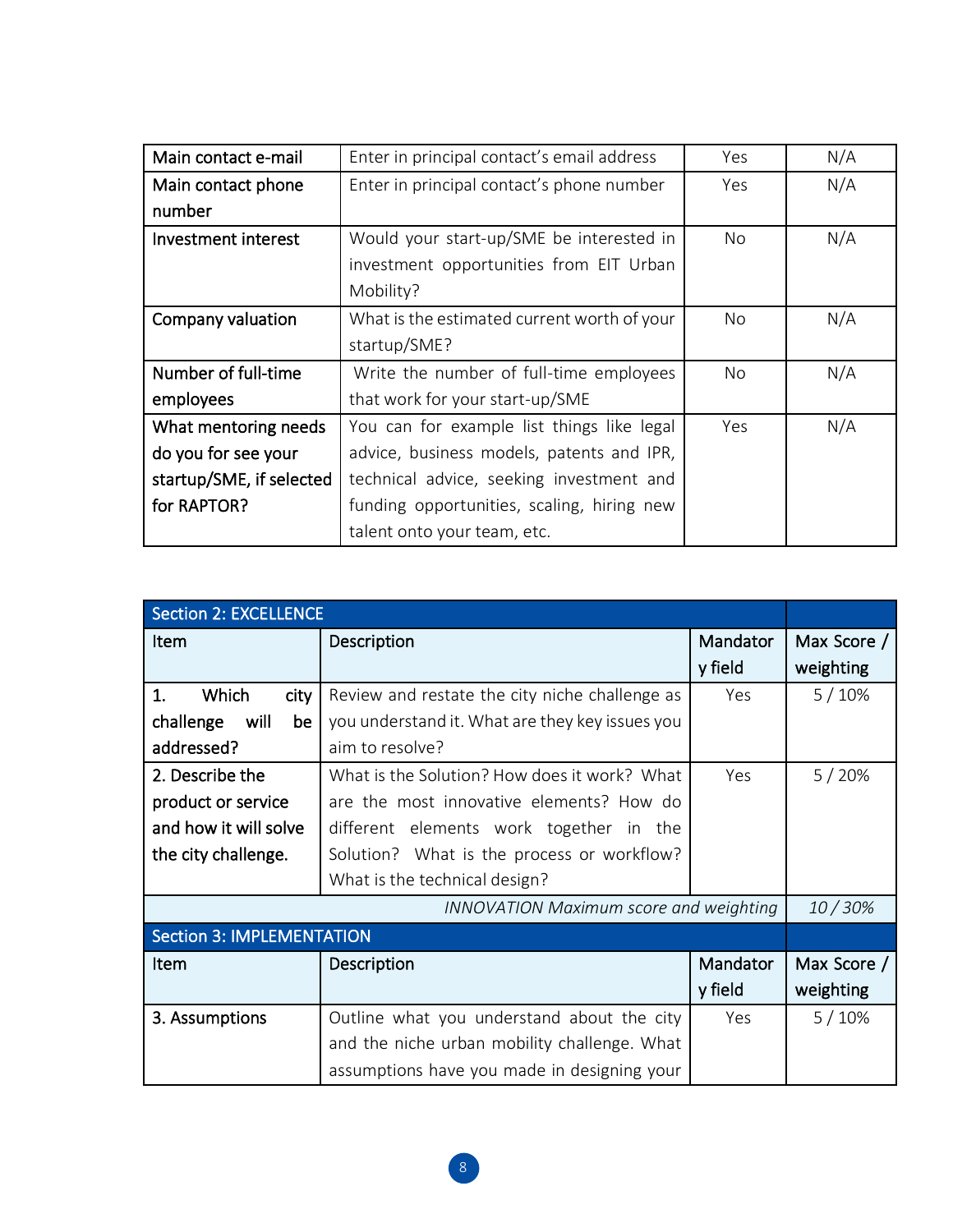| Main contact e-mail | Enter in principal contact's email address | Yes | N/A |
|---|---|---|---|
| Main contact phone number | Enter in principal contact's phone number | Yes | N/A |
| Investment interest | Would your start-up/SME be interested in investment opportunities from EIT Urban Mobility? | No | N/A |
| Company valuation | What is the estimated current worth of your startup/SME? | No | N/A |
| Number of full-time employees | Write the number of full-time employees that work for your start-up/SME | No | N/A |
| What mentoring needs do you for see your startup/SME, if selected for RAPTOR? | You can for example list things like legal advice, business models, patents and IPR, technical advice, seeking investment and funding opportunities, scaling, hiring new talent onto your team, etc. | Yes | N/A |

| Section 2: EXCELLENCE | | | |
|---|---|---|---|
| Item | Description | Mandatory field | Max Score / weighting |
| 1. Which city challenge will be addressed? | Review and restate the city niche challenge as you understand it. What are they key issues you aim to resolve? | Yes | 5 / 10% |
| 2. Describe the product or service and how it will solve the city challenge. | What is the Solution? How does it work? What are the most innovative elements? How do different elements work together in the Solution? What is the process or workflow? What is the technical design? | Yes | 5 / 20% |
| | | *INNOVATION Maximum score and weighting* | *10 / 30%* |
| **Section 3: IMPLEMENTATION** | | | |
| Item | Description | Mandatory field | Max Score / weighting |
| 3. Assumptions | Outline what you understand about the city and the niche urban mobility challenge. What assumptions have you made in designing your | Yes | 5 / 10% |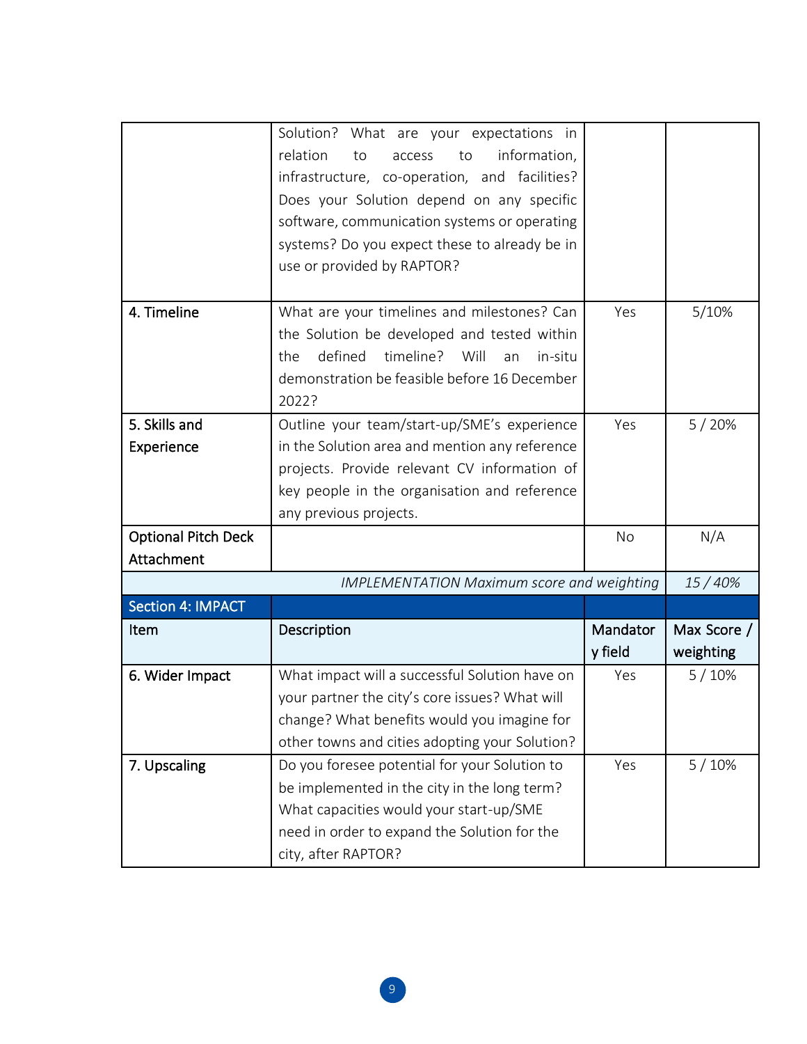| | | | |
|---|---|---|---|
| | Solution? What are your expectations in relation to access to information, infrastructure, co-operation, and facilities? Does your Solution depend on any specific software, communication systems or operating systems? Do you expect these to already be in use or provided by RAPTOR? | | |
| **4. Timeline** | What are your timelines and milestones? Can the Solution be developed and tested within the defined timeline? Will an in-situ demonstration be feasible before 16 December 2022? | Yes | 5/10% |
| **5. Skills and Experience** | Outline your team/start-up/SME's experience in the Solution area and mention any reference projects. Provide relevant CV information of key people in the organisation and reference any previous projects. | Yes | 5 / 20% |
| **Optional Pitch Deck Attachment** | | No | N/A |
| | *IMPLEMENTATION Maximum score and weighting* | | *15 / 40%* |
| **Section 4: IMPACT** | | | |
| **Item** | **Description** | **Mandatory field** | **Max Score / weighting** |
| **6. Wider Impact** | What impact will a successful Solution have on your partner the city's core issues? What will change? What benefits would you imagine for other towns and cities adopting your Solution? | Yes | 5 / 10% |
| **7. Upscaling** | Do you foresee potential for your Solution to be implemented in the city in the long term? What capacities would your start-up/SME need in order to expand the Solution for the city, after RAPTOR? | Yes | 5 / 10% |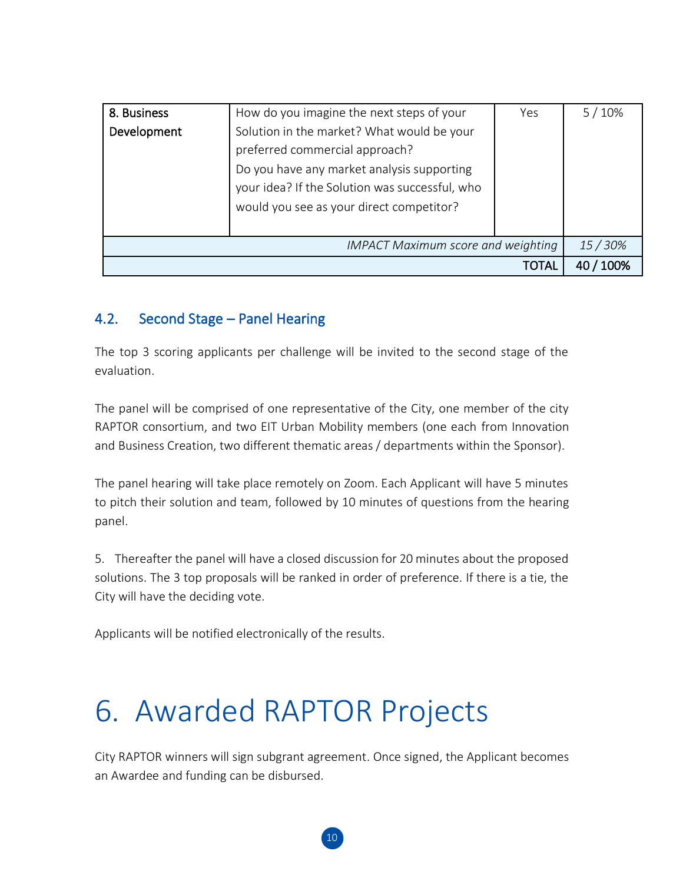| 8. Business Development | How do you imagine the next steps of your Solution in the market? What would be your preferred commercial approach? Do you have any market analysis supporting your idea? If the Solution was successful, who would you see as your direct competitor? | Yes | 5 / 10% |
|---|---|---|---|
| | | *IMPACT Maximum score and weighting* | *15 / 30%* |
| | | TOTAL | **40 / 100%** |

## 4.2. Second Stage – Panel Hearing

The top 3 scoring applicants per challenge will be invited to the second stage of the evaluation.

The panel will be comprised of one representative of the City, one member of the city RAPTOR consortium, and two EIT Urban Mobility members (one each from Innovation and Business Creation, two different thematic areas / departments within the Sponsor).

The panel hearing will take place remotely on Zoom. Each Applicant will have 5 minutes to pitch their solution and team, followed by 10 minutes of questions from the hearing panel.

5. Thereafter the panel will have a closed discussion for 20 minutes about the proposed solutions. The 3 top proposals will be ranked in order of preference. If there is a tie, the City will have the deciding vote.

Applicants will be notified electronically of the results.

# 6. Awarded RAPTOR Projects

City RAPTOR winners will sign subgrant agreement. Once signed, the Applicant becomes an Awardee and funding can be disbursed.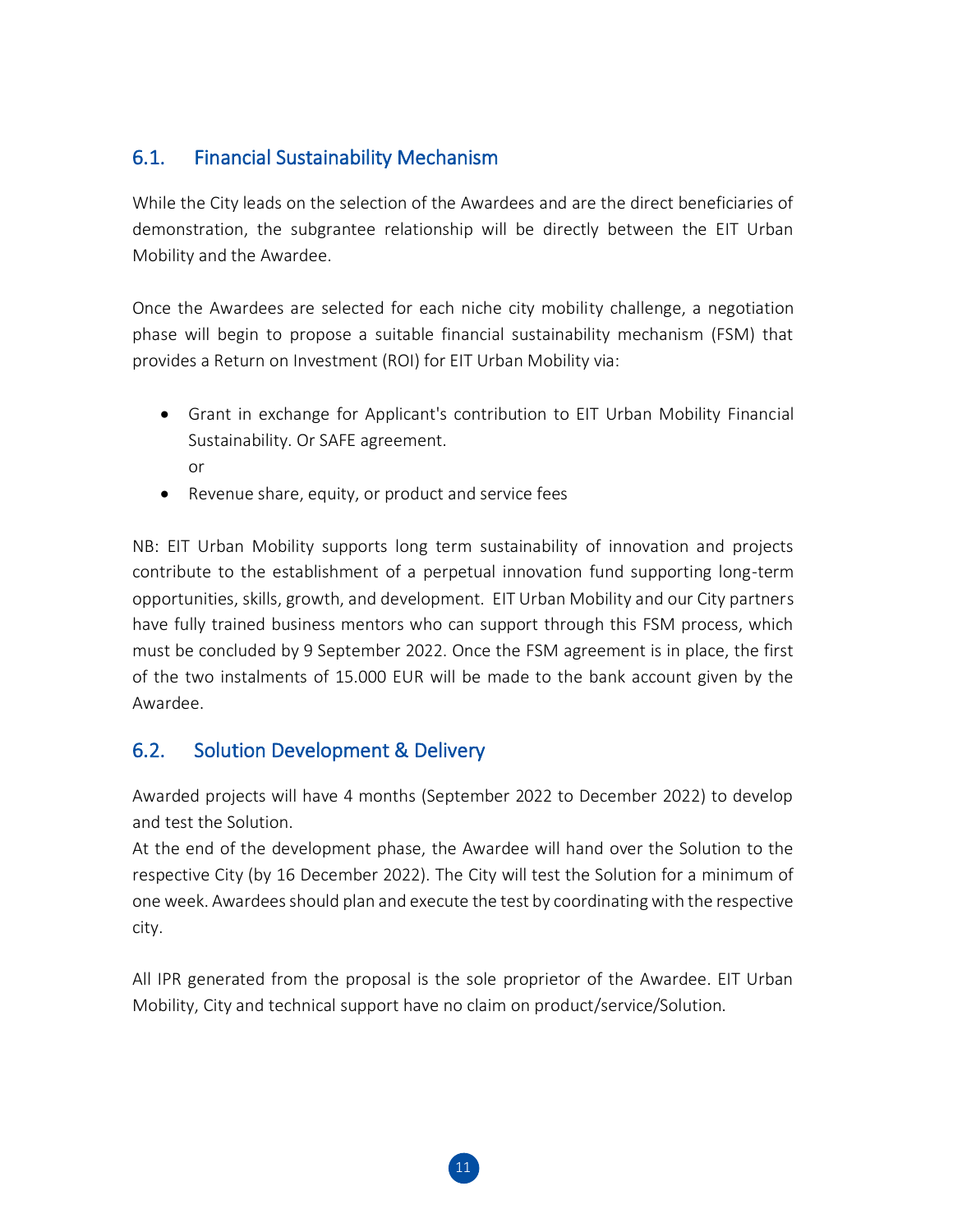## 6.1. Financial Sustainability Mechanism

While the City leads on the selection of the Awardees and are the direct beneficiaries of demonstration, the subgrantee relationship will be directly between the EIT Urban Mobility and the Awardee.

Once the Awardees are selected for each niche city mobility challenge, a negotiation phase will begin to propose a suitable financial sustainability mechanism (FSM) that provides a Return on Investment (ROI) for EIT Urban Mobility via:

- Grant in exchange for Applicant's contribution to EIT Urban Mobility Financial Sustainability. Or SAFE agreement.
  or
- Revenue share, equity, or product and service fees

NB: EIT Urban Mobility supports long term sustainability of innovation and projects contribute to the establishment of a perpetual innovation fund supporting long-term opportunities, skills, growth, and development. EIT Urban Mobility and our City partners have fully trained business mentors who can support through this FSM process, which must be concluded by 9 September 2022. Once the FSM agreement is in place, the first of the two instalments of 15.000 EUR will be made to the bank account given by the Awardee.

## 6.2. Solution Development & Delivery

Awarded projects will have 4 months (September 2022 to December 2022) to develop and test the Solution.
At the end of the development phase, the Awardee will hand over the Solution to the respective City (by 16 December 2022). The City will test the Solution for a minimum of one week. Awardees should plan and execute the test by coordinating with the respective city.

All IPR generated from the proposal is the sole proprietor of the Awardee. EIT Urban Mobility, City and technical support have no claim on product/service/Solution.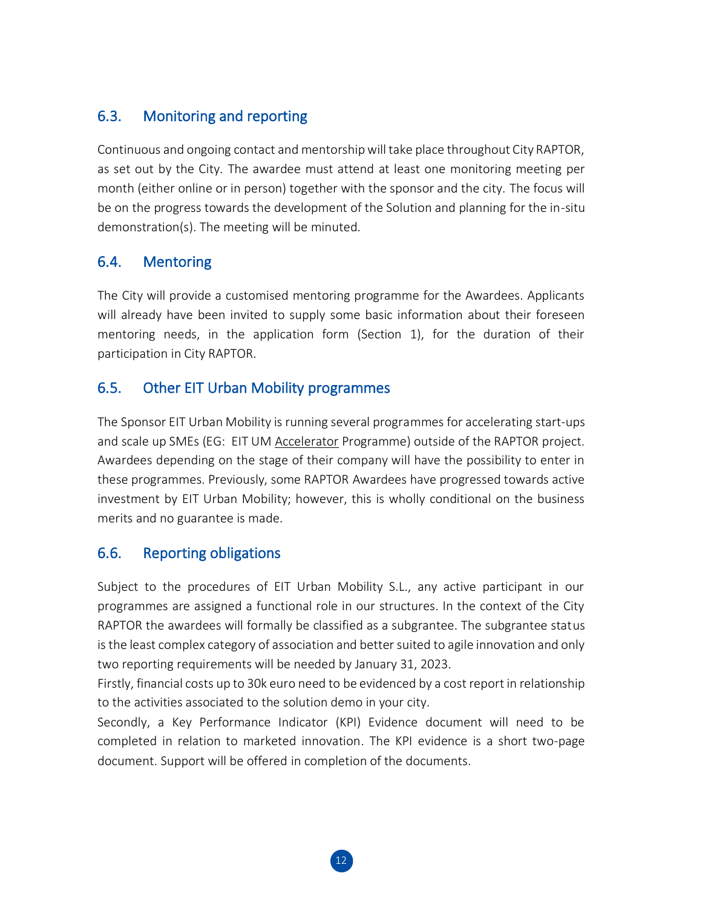## 6.3. Monitoring and reporting

Continuous and ongoing contact and mentorship will take place throughout City RAPTOR, as set out by the City. The awardee must attend at least one monitoring meeting per month (either online or in person) together with the sponsor and the city. The focus will be on the progress towards the development of the Solution and planning for the in-situ demonstration(s). The meeting will be minuted.

## 6.4. Mentoring

The City will provide a customised mentoring programme for the Awardees. Applicants will already have been invited to supply some basic information about their foreseen mentoring needs, in the application form (Section 1), for the duration of their participation in City RAPTOR.

## 6.5. Other EIT Urban Mobility programmes

The Sponsor EIT Urban Mobility is running several programmes for accelerating start-ups and scale up SMEs (EG: EIT UM Accelerator Programme) outside of the RAPTOR project. Awardees depending on the stage of their company will have the possibility to enter in these programmes. Previously, some RAPTOR Awardees have progressed towards active investment by EIT Urban Mobility; however, this is wholly conditional on the business merits and no guarantee is made.

## 6.6. Reporting obligations

Subject to the procedures of EIT Urban Mobility S.L., any active participant in our programmes are assigned a functional role in our structures. In the context of the City RAPTOR the awardees will formally be classified as a subgrantee. The subgrantee status is the least complex category of association and better suited to agile innovation and only two reporting requirements will be needed by January 31, 2023.

Firstly, financial costs up to 30k euro need to be evidenced by a cost report in relationship to the activities associated to the solution demo in your city.

Secondly, a Key Performance Indicator (KPI) Evidence document will need to be completed in relation to marketed innovation. The KPI evidence is a short two-page document. Support will be offered in completion of the documents.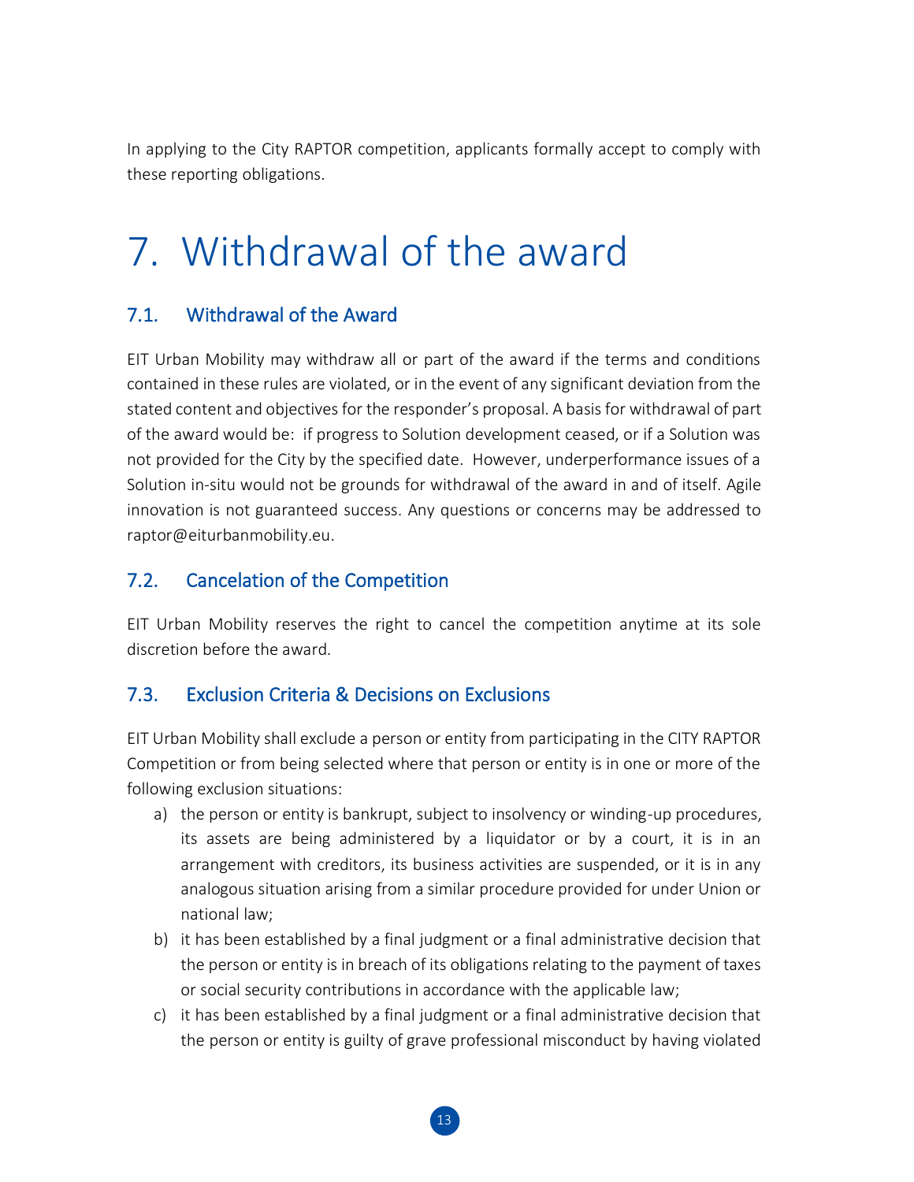In applying to the City RAPTOR competition, applicants formally accept to comply with these reporting obligations.

# 7. Withdrawal of the award

## 7.1. Withdrawal of the Award

EIT Urban Mobility may withdraw all or part of the award if the terms and conditions contained in these rules are violated, or in the event of any significant deviation from the stated content and objectives for the responder's proposal. A basis for withdrawal of part of the award would be: if progress to Solution development ceased, or if a Solution was not provided for the City by the specified date. However, underperformance issues of a Solution in-situ would not be grounds for withdrawal of the award in and of itself. Agile innovation is not guaranteed success. Any questions or concerns may be addressed to raptor@eiturbanmobility.eu.

## 7.2. Cancelation of the Competition

EIT Urban Mobility reserves the right to cancel the competition anytime at its sole discretion before the award.

## 7.3. Exclusion Criteria & Decisions on Exclusions

EIT Urban Mobility shall exclude a person or entity from participating in the CITY RAPTOR Competition or from being selected where that person or entity is in one or more of the following exclusion situations:

a) the person or entity is bankrupt, subject to insolvency or winding-up procedures, its assets are being administered by a liquidator or by a court, it is in an arrangement with creditors, its business activities are suspended, or it is in any analogous situation arising from a similar procedure provided for under Union or national law;

b) it has been established by a final judgment or a final administrative decision that the person or entity is in breach of its obligations relating to the payment of taxes or social security contributions in accordance with the applicable law;

c) it has been established by a final judgment or a final administrative decision that the person or entity is guilty of grave professional misconduct by having violated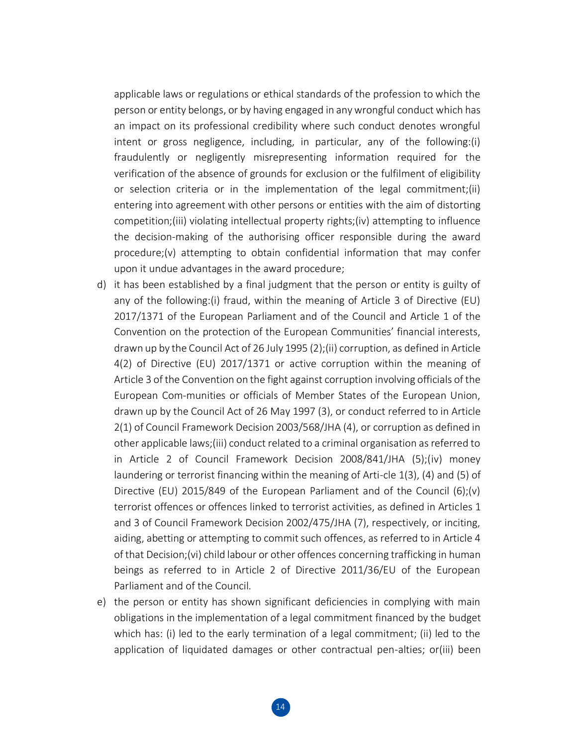applicable laws or regulations or ethical standards of the profession to which the person or entity belongs, or by having engaged in any wrongful conduct which has an impact on its professional credibility where such conduct denotes wrongful intent or gross negligence, including, in particular, any of the following:(i) fraudulently or negligently misrepresenting information required for the verification of the absence of grounds for exclusion or the fulfilment of eligibility or selection criteria or in the implementation of the legal commitment;(ii) entering into agreement with other persons or entities with the aim of distorting competition;(iii) violating intellectual property rights;(iv) attempting to influence the decision-making of the authorising officer responsible during the award procedure;(v) attempting to obtain confidential information that may confer upon it undue advantages in the award procedure;

d) it has been established by a final judgment that the person or entity is guilty of any of the following:(i) fraud, within the meaning of Article 3 of Directive (EU) 2017/1371 of the European Parliament and of the Council and Article 1 of the Convention on the protection of the European Communities' financial interests, drawn up by the Council Act of 26 July 1995 (2);(ii) corruption, as defined in Article 4(2) of Directive (EU) 2017/1371 or active corruption within the meaning of Article 3 of the Convention on the fight against corruption involving officials of the European Com-munities or officials of Member States of the European Union, drawn up by the Council Act of 26 May 1997 (3), or conduct referred to in Article 2(1) of Council Framework Decision 2003/568/JHA (4), or corruption as defined in other applicable laws;(iii) conduct related to a criminal organisation as referred to in Article 2 of Council Framework Decision 2008/841/JHA (5);(iv) money laundering or terrorist financing within the meaning of Arti-cle 1(3), (4) and (5) of Directive (EU) 2015/849 of the European Parliament and of the Council (6);(v) terrorist offences or offences linked to terrorist activities, as defined in Articles 1 and 3 of Council Framework Decision 2002/475/JHA (7), respectively, or inciting, aiding, abetting or attempting to commit such offences, as referred to in Article 4 of that Decision;(vi) child labour or other offences concerning trafficking in human beings as referred to in Article 2 of Directive 2011/36/EU of the European Parliament and of the Council.

e) the person or entity has shown significant deficiencies in complying with main obligations in the implementation of a legal commitment financed by the budget which has: (i) led to the early termination of a legal commitment; (ii) led to the application of liquidated damages or other contractual pen-alties; or(iii) been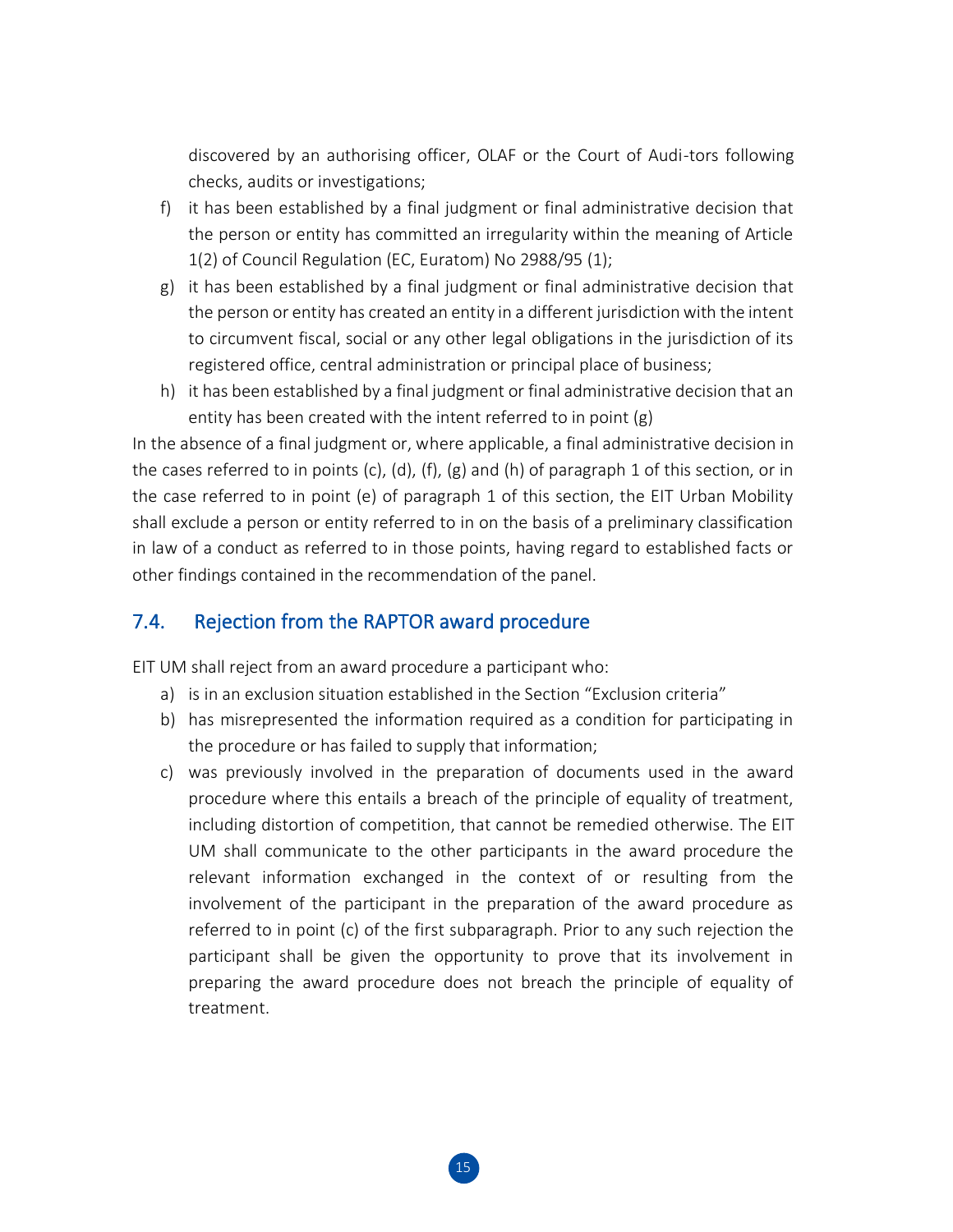discovered by an authorising officer, OLAF or the Court of Audi-tors following checks, audits or investigations;

f) it has been established by a final judgment or final administrative decision that the person or entity has committed an irregularity within the meaning of Article 1(2) of Council Regulation (EC, Euratom) No 2988/95 (1);
g) it has been established by a final judgment or final administrative decision that the person or entity has created an entity in a different jurisdiction with the intent to circumvent fiscal, social or any other legal obligations in the jurisdiction of its registered office, central administration or principal place of business;
h) it has been established by a final judgment or final administrative decision that an entity has been created with the intent referred to in point (g)

In the absence of a final judgment or, where applicable, a final administrative decision in the cases referred to in points (c), (d), (f), (g) and (h) of paragraph 1 of this section, or in the case referred to in point (e) of paragraph 1 of this section, the EIT Urban Mobility shall exclude a person or entity referred to in on the basis of a preliminary classification in law of a conduct as referred to in those points, having regard to established facts or other findings contained in the recommendation of the panel.

## 7.4. Rejection from the RAPTOR award procedure

EIT UM shall reject from an award procedure a participant who:

a) is in an exclusion situation established in the Section "Exclusion criteria"
b) has misrepresented the information required as a condition for participating in the procedure or has failed to supply that information;
c) was previously involved in the preparation of documents used in the award procedure where this entails a breach of the principle of equality of treatment, including distortion of competition, that cannot be remedied otherwise. The EIT UM shall communicate to the other participants in the award procedure the relevant information exchanged in the context of or resulting from the involvement of the participant in the preparation of the award procedure as referred to in point (c) of the first subparagraph. Prior to any such rejection the participant shall be given the opportunity to prove that its involvement in preparing the award procedure does not breach the principle of equality of treatment.